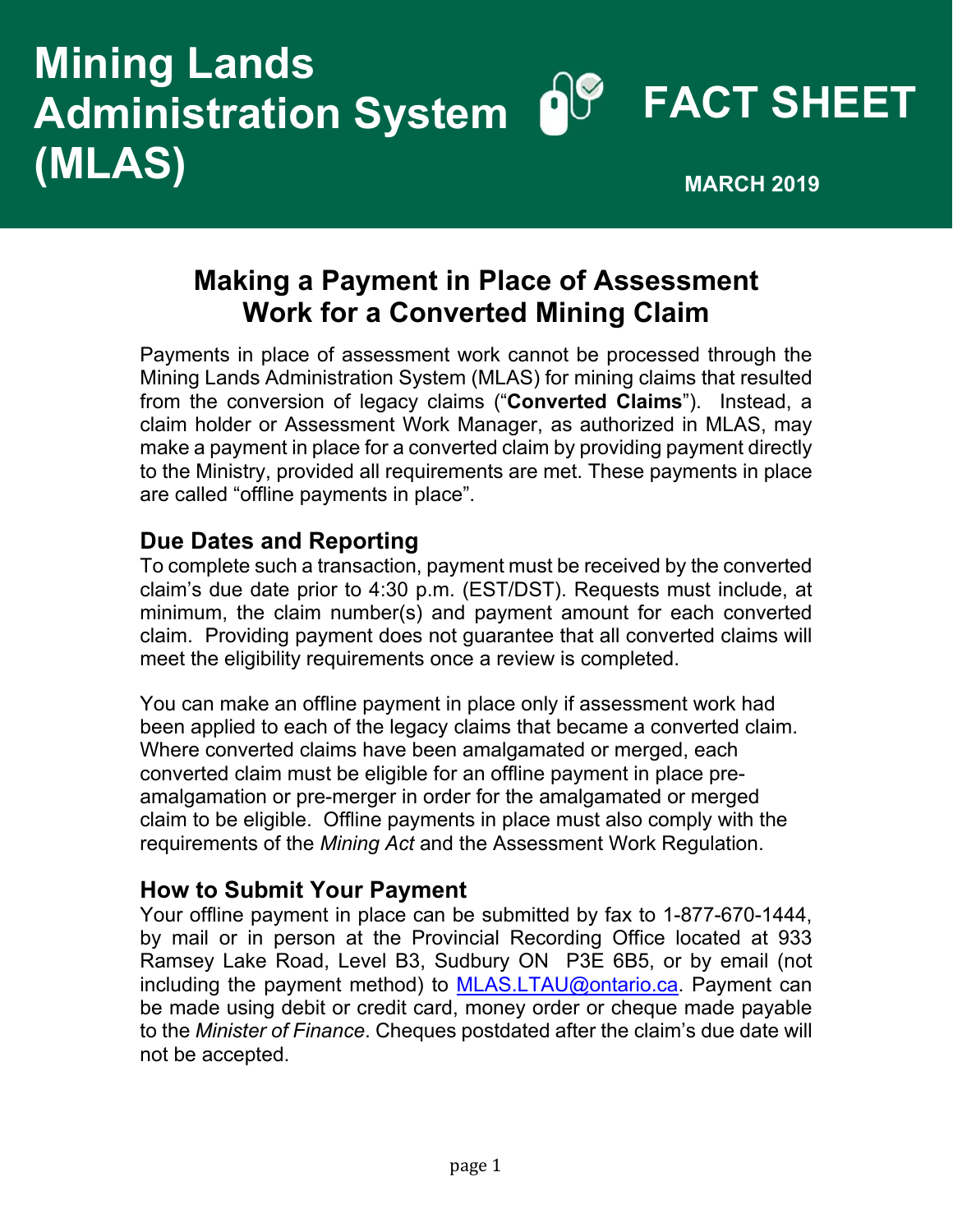# Mining Lands Administration System (MLAS)

# FACT SHEET

**MARCH 2019**

## Making a Payment in Place of Assessment Work for a Converted Mining Claim

Payments in place of assessment work cannot be processed through the Mining Lands Administration System (MLAS) for mining claims that resulted from the conversion of legacy claims ("**Converted Claims**"). Instead, a claim holder or Assessment Work Manager, as authorized in MLAS, may make a payment in place for a converted claim by providing payment directly to the Ministry, provided all requirements are met. These payments in place are called "offline payments in place".

### Due Dates and Reporting

To complete such a transaction, payment must be received by the converted claim's due date prior to 4:30 p.m. (EST/DST). Requests must include, at minimum, the claim number(s) and payment amount for each converted claim. Providing payment does not guarantee that all converted claims will meet the eligibility requirements once a review is completed.

You can make an offline payment in place only if assessment work had been applied to each of the legacy claims that became a converted claim. Where converted claims have been amalgamated or merged, each converted claim must be eligible for an offline payment in place pre-amalgamation or pre-merger in order for the amalgamated or merged claim to be eligible. Offline payments in place must also comply with the requirements of the *Mining Act* and the Assessment Work Regulation.

### How to Submit Your Payment

Your offline payment in place can be submitted by fax to 1-877-670-1444, by mail or in person at the Provincial Recording Office located at 933 Ramsey Lake Road, Level B3, Sudbury ON P3E 6B5, or by email (not including the payment method) to MLAS.LTAU@ontario.ca. Payment can be made using debit or credit card, money order or cheque made payable to the *Minister of Finance*. Cheques postdated after the claim's due date will not be accepted.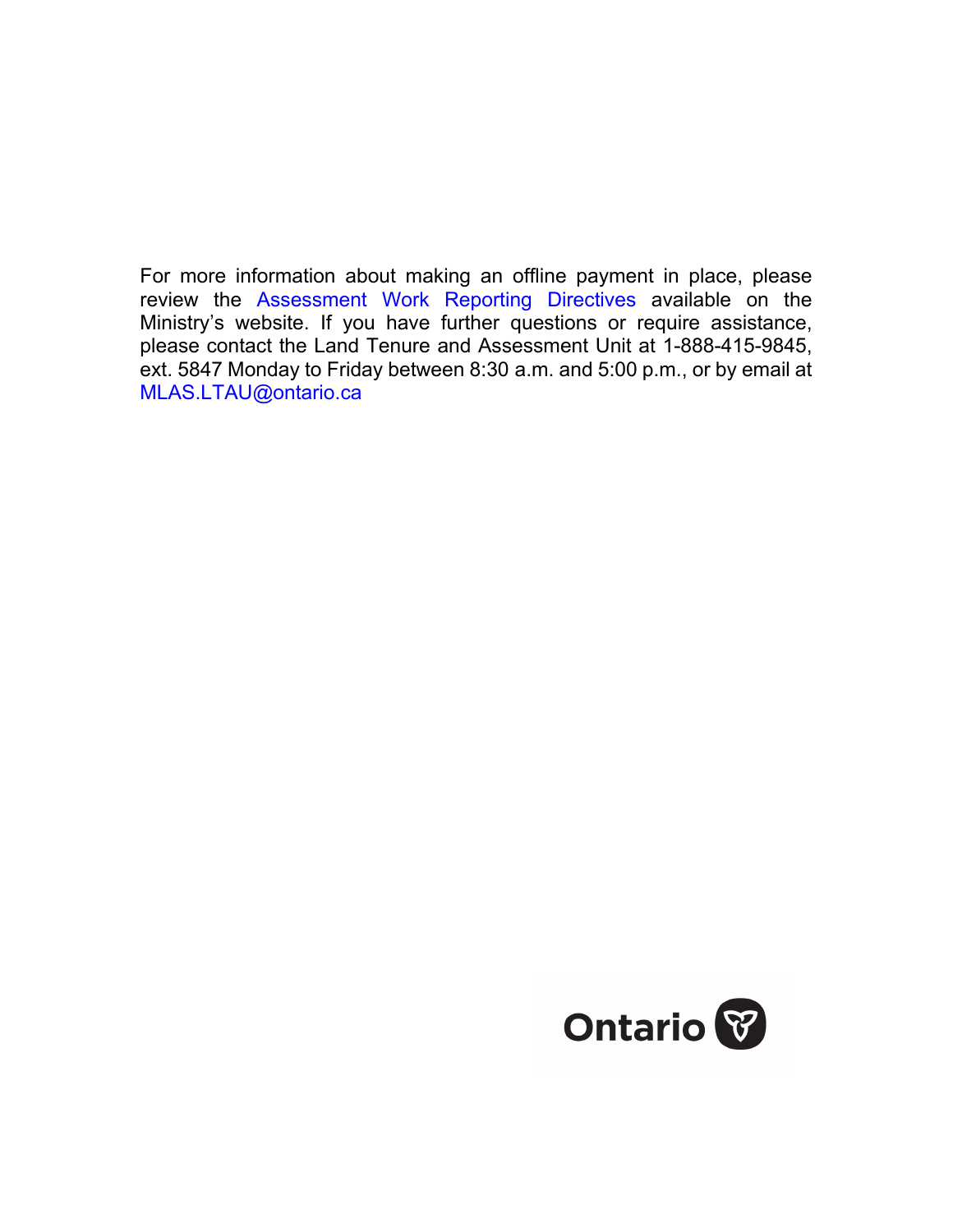For more information about making an offline payment in place, please review the Assessment Work Reporting Directives available on the Ministry's website. If you have further questions or require assistance, please contact the Land Tenure and Assessment Unit at 1-888-415-9845, ext. 5847 Monday to Friday between 8:30 a.m. and 5:00 p.m., or by email at MLAS.LTAU@ontario.ca